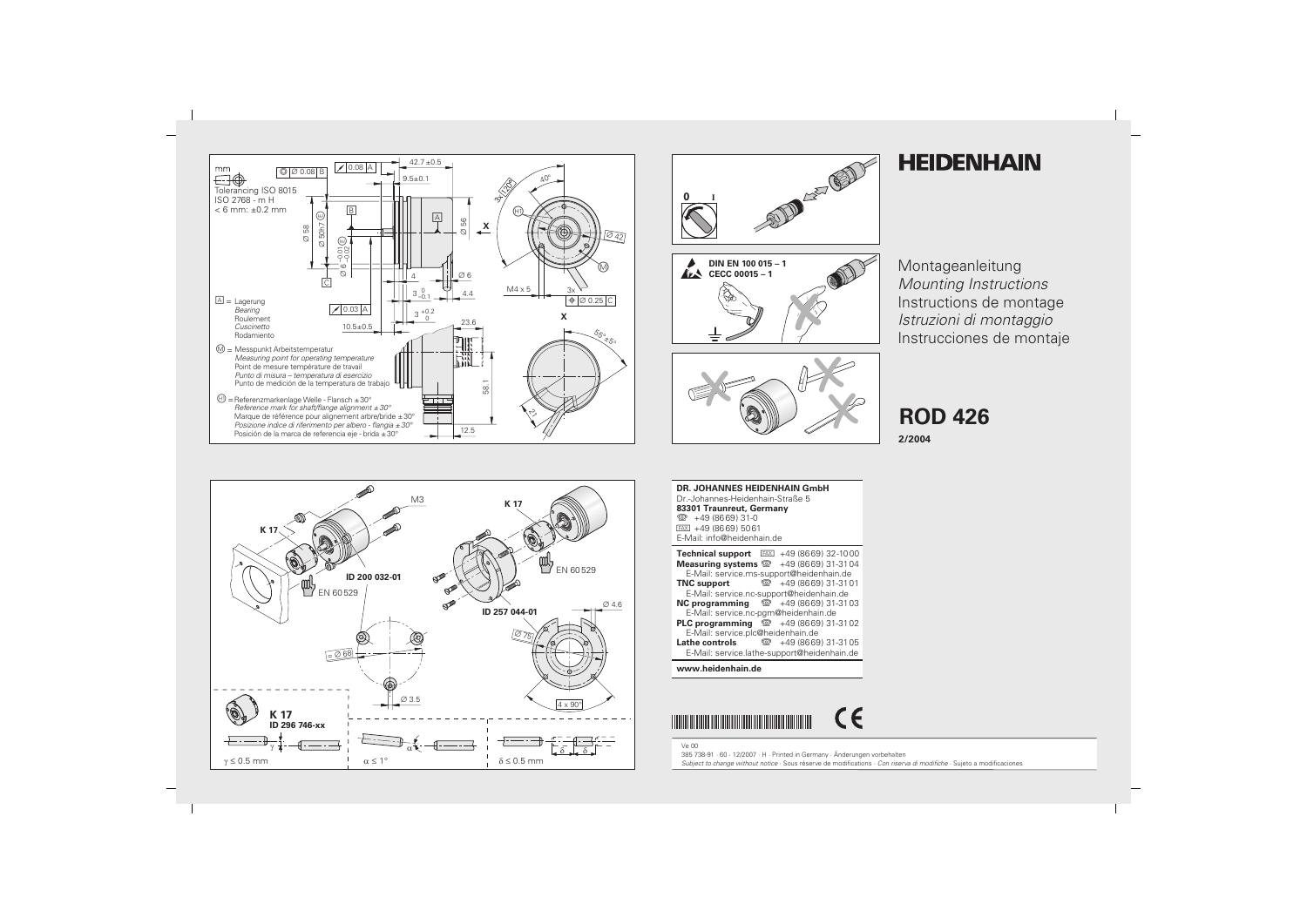# HEIDENHAIN

Montageanleitung
*Mounting Instructions*
Instructions de montage
*Istruzioni di montaggio*
Instrucciones de montaje

## ROD 426

**2/2004**

mm

Tolerancing ISO 8015
ISO 2768 - m H
< 6 mm: ±0.2 mm

A = Lagerung
*Bearing*
Roulement
*Cuscinetto*
Rodamiento

M = Messpunkt Arbeitstemperatur
*Measuring point for operating temperature*
Point de mesure température de travail
*Punto di misura – temperatura di esercizio*
Punto de medición de la temperatura de trabajo

H = Referenzmarkenlage Welle - Flansch ±30°
*Reference mark for shaft/flange alignment ±30°*
Marque de référence pour alignement arbre/bride ±30°
*Posizione indice di riferimento per albero - flangia ±30°*
Posición de la marca de referencia eje - brida ±30°

DIN EN 100 015 – 1
CECC 00015 – 1

K 17
ID 200 032-01
ID 257 044-01
EN 60529

K 17
ID 296 746-xx

γ ≤ 0.5 mm

α ≤ 1°

δ ≤ 0.5 mm

**DR. JOHANNES HEIDENHAIN GmbH**
Dr.-Johannes-Heidenhain-Straße 5
**83301 Traunreut, Germany**
☎ +49 (8669) 31-0
FAX +49 (8669) 5061
E-Mail: info@heidenhain.de

**Technical support** FAX +49 (8669) 32-1000
**Measuring systems** ☎ +49 (8669) 31-3104
E-Mail: service.ms-support@heidenhain.de
**TNC support** ☎ +49 (8669) 31-3101
E-Mail: service.nc-support@heidenhain.de
**NC programming** ☎ +49 (8669) 31-3103
E-Mail: service.nc-pgm@heidenhain.de
**PLC programming** ☎ +49 (8669) 31-3102
E-Mail: service.plc@heidenhain.de
**Lathe controls** ☎ +49 (8669) 31-3105
E-Mail: service.lathe-support@heidenhain.de

**www.heidenhain.de**

Ve 00
385 738-91 · 60 · 12/2007 · H · Printed in Germany · Änderungen vorbehalten
*Subject to change without notice* · Sous réserve de modifications · *Con riserva di modifiche* · Sujeto a modificaciones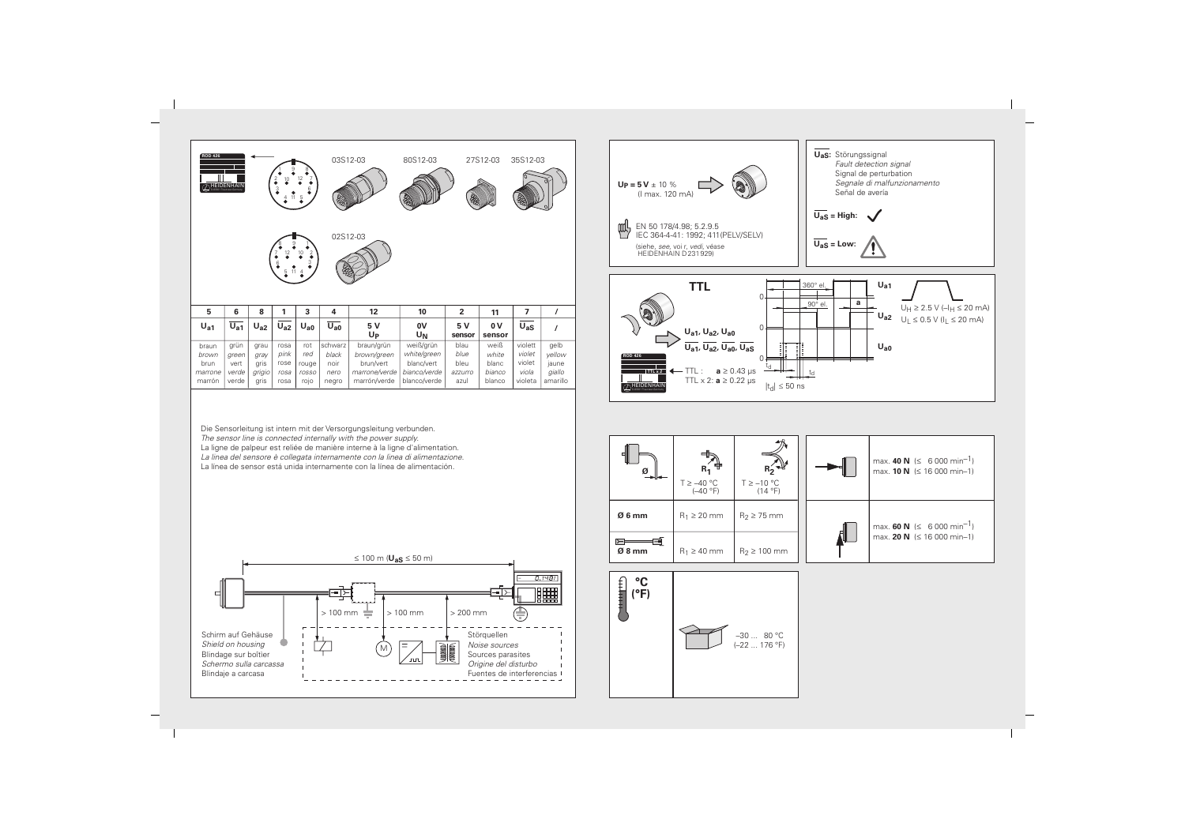ROD 426

03S12-03 80S12-03 27S12-03 35S12-03

02S12-03

| 5 | 6 | 8 | 1 | 3 | 4 | 12 | 10 | 2 | 11 | 7 | / |
|---|---|---|---|---|---|---|---|---|---|---|---|
| $U_{a1}$ | $\overline{U_{a1}}$ | $U_{a2}$ | $\overline{U_{a2}}$ | $U_{a0}$ | $\overline{U_{a0}}$ | 5 V $U_P$ | 0V $U_N$ | 5 V sensor | 0 V sensor | $\overline{U_{aS}}$ | / |
| braun *brown* brun *marrone* marrón | grün *green* vert *verde* verde | grau *gray* gris *grigio* gris | rosa *pink* rose *rosa* rosa | rot *red* rouge *rosso* rojo | schwarz *black* noir *nero* negro | braun/grün *brown/green* brun/vert *marrone/verde* marrón/verde | weiß/grün *white/green* blanc/vert *bianco/verde* blanco/verde | blau *blue* bleu *azzurro* azul | weiß *white* blanc *bianco* blanco | violett *violet* violet *viola* violeta | gelb *yellow* jaune *giallo* amarillo |

Die Sensorleitung ist intern mit der Versorgungsleitung verbunden.
*The sensor line is connected internally with the power supply.*
La ligne de palpeur est reliée de manière interne à la ligne d'alimentation.
*La linea del sensore è collegata internamente con la linea di alimentazione.*
La línea de sensor está unida internamente con la línea de alimentación.

≤ 100 m ($\mathbf{U_{aS}}$ ≤ 50 m)

> 100 mm > 100 mm > 200 mm

Schirm auf Gehäuse
*Shield on housing*
Blindage sur boîtier
*Schermo sulla carcassa*
Blindaje a carcasa

Störquellen
*Noise sources*
Sources parasites
*Origine del disturbo*
Fuentes de interferencias

**UP = 5 V** ± 10 %
(I max. 120 mA)

EN 50 178/4.98; 5.2.9.5
IEC 364-4-41: 1992; 411(PELV/SELV)
(siehe, *see*, voi r, *vedi*, véase HEIDENHAIN D231929)

$\overline{\mathbf{U_{aS}}}$: Störungssignal
*Fault detection signal*
Signal de perturbation
*Segnale di malfunzionamento*
Señal de avería

$\overline{\mathbf{U_{aS}}}$ **= High:** ✓

$\overline{\mathbf{U_{aS}}}$ **= Low:** ⚠

**TTL**

$U_{a1}$, $U_{a2}$, $U_{a0}$
$\overline{U_{a1}}$, $\overline{U_{a2}}$, $\overline{U_{a0}}$, $\overline{U_{aS}}$

TTL : **a** ≥ 0.43 µs
TTL x 2: **a** ≥ 0.22 µs

360° el.
90° el.
a
$t_d$
$|t_d|$ ≤ 50 ns

$U_{a1}$
$U_{a2}$
$U_{a0}$

$U_H$ ≥ 2.5 V ($-I_H$ ≤ 20 mA)
$U_L$ ≤ 0.5 V ($I_L$ ≤ 20 mA)

| Ø | $R_1$ T ≥ –40 °C (–40 °F) | $R_2$ T ≥ –10 °C (14 °F) |
|---|---|---|
| **Ø 6 mm** | $R_1$ ≥ 20 mm | $R_2$ ≥ 75 mm |
| **Ø 8 mm** | $R_1$ ≥ 40 mm | $R_2$ ≥ 100 mm |

max. **40 N** (≤ 6 000 min$^{-1}$)
max. **10 N** (≤ 16 000 min–1)

max. **60 N** (≤ 6 000 min$^{-1}$)
max. **20 N** (≤ 16 000 min–1)

**°C (°F)**

–30 ... 80 °C
(–22 ... 176 °F)